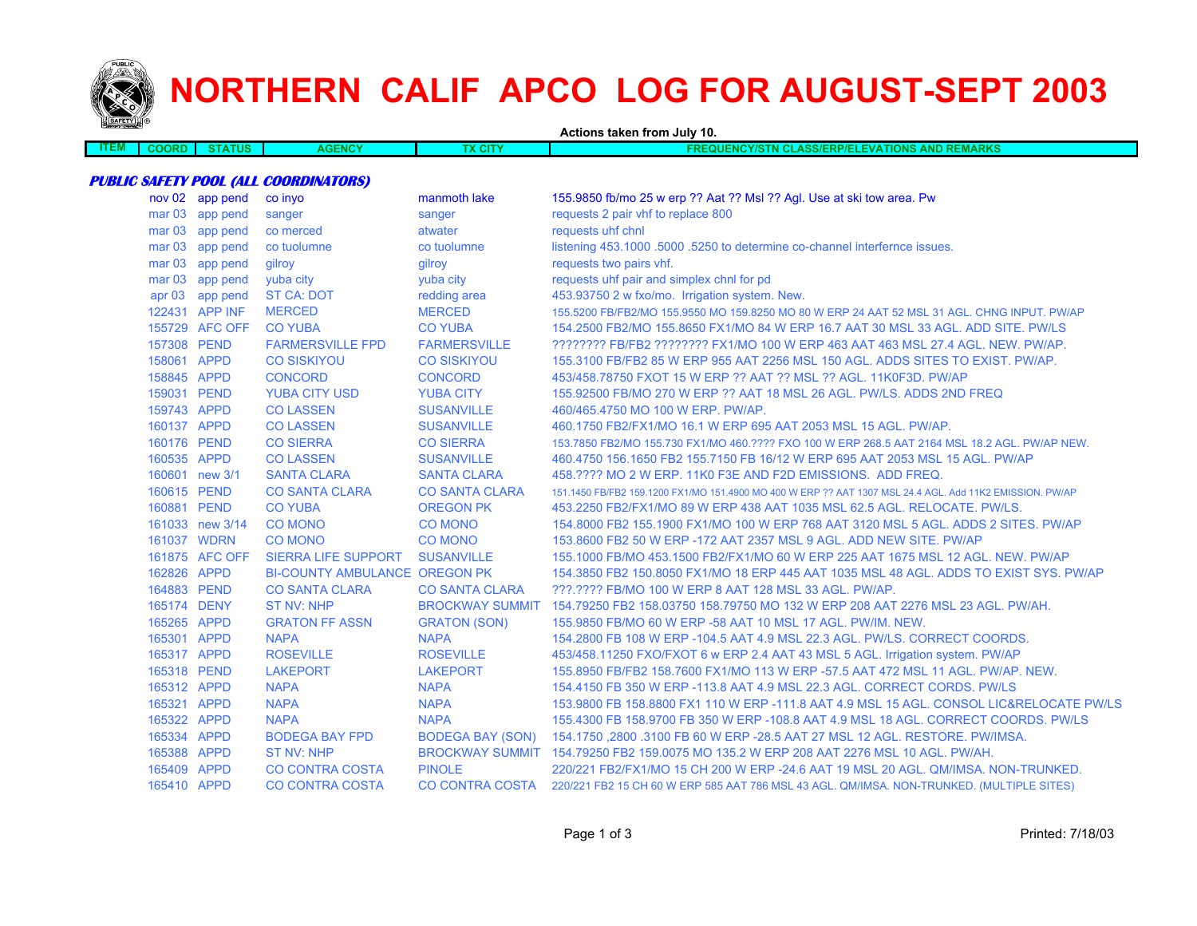# NORTHERN CALIF APCO LOG FOR AUGUST-SEPT 2003

**Actions taken from July 10.**

| ITEM | COORD | STATUS | AGENCY | TX CITY | FREQUENCY/STN CLASS/ERP/ELEVATIONS AND REMARKS |
|---|---|---|---|---|---|
| ***PUBLIC SAFETY POOL (ALL COORDINATORS)*** | | | | | |
| | nov 02 | app pend | co inyo | manmoth lake | 155.9850 fb/mo 25 w erp ?? Aat ?? Msl ?? Agl. Use at ski tow area. Pw |
| | mar 03 | app pend | sanger | sanger | requests 2 pair vhf to replace 800 |
| | mar 03 | app pend | co merced | atwater | requests uhf chnl |
| | mar 03 | app pend | co tuolumne | co tuolumne | listening 453.1000 .5000 .5250 to determine co-channel interfernce issues. |
| | mar 03 | app pend | gilroy | gilroy | requests two pairs vhf. |
| | mar 03 | app pend | yuba city | yuba city | requests uhf pair and simplex chnl for pd |
| | apr 03 | app pend | ST CA: DOT | redding area | 453.93750 2 w fxo/mo. Irrigation system. New. |
| | 122431 | APP INF | MERCED | MERCED | 155.5200 FB/FB2/MO 155.9550 MO 159.8250 MO 80 W ERP 24 AAT 52 MSL 31 AGL. CHNG INPUT. PW/AP |
| | 155729 | AFC OFF | CO YUBA | CO YUBA | 154.2500 FB2/MO 155.8650 FX1/MO 84 W ERP 16.7 AAT 30 MSL 33 AGL. ADD SITE. PW/LS |
| | 157308 | PEND | FARMERSVILLE FPD | FARMERSVILLE | ???????? FB/FB2 ???????? FX1/MO 100 W ERP 463 AAT 463 MSL 27.4 AGL. NEW. PW/AP. |
| | 158061 | APPD | CO SISKIYOU | CO SISKIYOU | 155.3100 FB/FB2 85 W ERP 955 AAT 2256 MSL 150 AGL. ADDS SITES TO EXIST. PW/AP. |
| | 158845 | APPD | CONCORD | CONCORD | 453/458.78750 FXOT 15 W ERP ?? AAT ?? MSL ?? AGL. 11K0F3D. PW/AP |
| | 159031 | PEND | YUBA CITY USD | YUBA CITY | 155.92500 FB/MO 270 W ERP ?? AAT 18 MSL 26 AGL. PW/LS. ADDS 2ND FREQ |
| | 159743 | APPD | CO LASSEN | SUSANVILLE | 460/465.4750 MO 100 W ERP. PW/AP. |
| | 160137 | APPD | CO LASSEN | SUSANVILLE | 460.1750 FB2/FX1/MO 16.1 W ERP 695 AAT 2053 MSL 15 AGL. PW/AP. |
| | 160176 | PEND | CO SIERRA | CO SIERRA | 153.7850 FB2/MO 155.730 FX1/MO 460.???? FXO 100 W ERP 268.5 AAT 2164 MSL 18.2 AGL. PW/AP NEW. |
| | 160535 | APPD | CO LASSEN | SUSANVILLE | 460.4750 156.1650 FB2 155.7150 FB 16/12 W ERP 695 AAT 2053 MSL 15 AGL. PW/AP |
| | 160601 | new 3/1 | SANTA CLARA | SANTA CLARA | 458.???? MO 2 W ERP. 11K0 F3E AND F2D EMISSIONS. ADD FREQ. |
| | 160615 | PEND | CO SANTA CLARA | CO SANTA CLARA | 151.1450 FB/FB2 159.1200 FX1/MO 151.4900 MO 400 W ERP ?? AAT 1307 MSL 24.4 AGL. Add 11K2 EMISSION. PW/AP |
| | 160881 | PEND | CO YUBA | OREGON PK | 453.2250 FB2/FX1/MO 89 W ERP 438 AAT 1035 MSL 62.5 AGL. RELOCATE. PW/LS. |
| | 161033 | new 3/14 | CO MONO | CO MONO | 154.8000 FB2 155.1900 FX1/MO 100 W ERP 768 AAT 3120 MSL 5 AGL. ADDS 2 SITES. PW/AP |
| | 161037 | WDRN | CO MONO | CO MONO | 153.8600 FB2 50 W ERP -172 AAT 2357 MSL 9 AGL. ADD NEW SITE. PW/AP |
| | 161875 | AFC OFF | SIERRA LIFE SUPPORT | SUSANVILLE | 155.1000 FB/MO 453.1500 FB2/FX1/MO 60 W ERP 225 AAT 1675 MSL 12 AGL. NEW. PW/AP |
| | 162826 | APPD | BI-COUNTY AMBULANCE | OREGON PK | 154.3850 FB2 150.8050 FX1/MO 18 ERP 445 AAT 1035 MSL 48 AGL. ADDS TO EXIST SYS. PW/AP |
| | 164883 | PEND | CO SANTA CLARA | CO SANTA CLARA | ???.???? FB/MO 100 W ERP 8 AAT 128 MSL 33 AGL. PW/AP. |
| | 165174 | DENY | ST NV: NHP | BROCKWAY SUMMIT | 154.79250 FB2 158.03750 158.79750 MO 132 W ERP 208 AAT 2276 MSL 23 AGL. PW/AH. |
| | 165265 | APPD | GRATON FF ASSN | GRATON (SON) | 155.9850 FB/MO 60 W ERP -58 AAT 10 MSL 17 AGL. PW/IM. NEW. |
| | 165301 | APPD | NAPA | NAPA | 154.2800 FB 108 W ERP -104.5 AAT 4.9 MSL 22.3 AGL. PW/LS. CORRECT COORDS. |
| | 165317 | APPD | ROSEVILLE | ROSEVILLE | 453/458.11250 FXO/FXOT 6 w ERP 2.4 AAT 43 MSL 5 AGL. Irrigation system. PW/AP |
| | 165318 | PEND | LAKEPORT | LAKEPORT | 155.8950 FB/FB2 158.7600 FX1/MO 113 W ERP -57.5 AAT 472 MSL 11 AGL. PW/AP. NEW. |
| | 165312 | APPD | NAPA | NAPA | 154.4150 FB 350 W ERP -113.8 AAT 4.9 MSL 22.3 AGL. CORRECT CORDS. PW/LS |
| | 165321 | APPD | NAPA | NAPA | 153.9800 FB 158.8800 FX1 110 W ERP -111.8 AAT 4.9 MSL 15 AGL. CONSOL LIC&RELOCATE PW/LS |
| | 165322 | APPD | NAPA | NAPA | 155.4300 FB 158.9700 FB 350 W ERP -108.8 AAT 4.9 MSL 18 AGL. CORRECT COORDS. PW/LS |
| | 165334 | APPD | BODEGA BAY FPD | BODEGA BAY (SON) | 154.1750 ,2800 .3100 FB 60 W ERP -28.5 AAT 27 MSL 12 AGL. RESTORE. PW/IMSA. |
| | 165388 | APPD | ST NV: NHP | BROCKWAY SUMMIT | 154.79250 FB2 159.0075 MO 135.2 W ERP 208 AAT 2276 MSL 10 AGL. PW/AH. |
| | 165409 | APPD | CO CONTRA COSTA | PINOLE | 220/221 FB2/FX1/MO 15 CH 200 W ERP -24.6 AAT 19 MSL 20 AGL. QM/IMSA. NON-TRUNKED. |
| | 165410 | APPD | CO CONTRA COSTA | CO CONTRA COSTA | 220/221 FB2 15 CH 60 W ERP 585 AAT 786 MSL 43 AGL. QM/IMSA. NON-TRUNKED. (MULTIPLE SITES) |

Printed: 7/18/03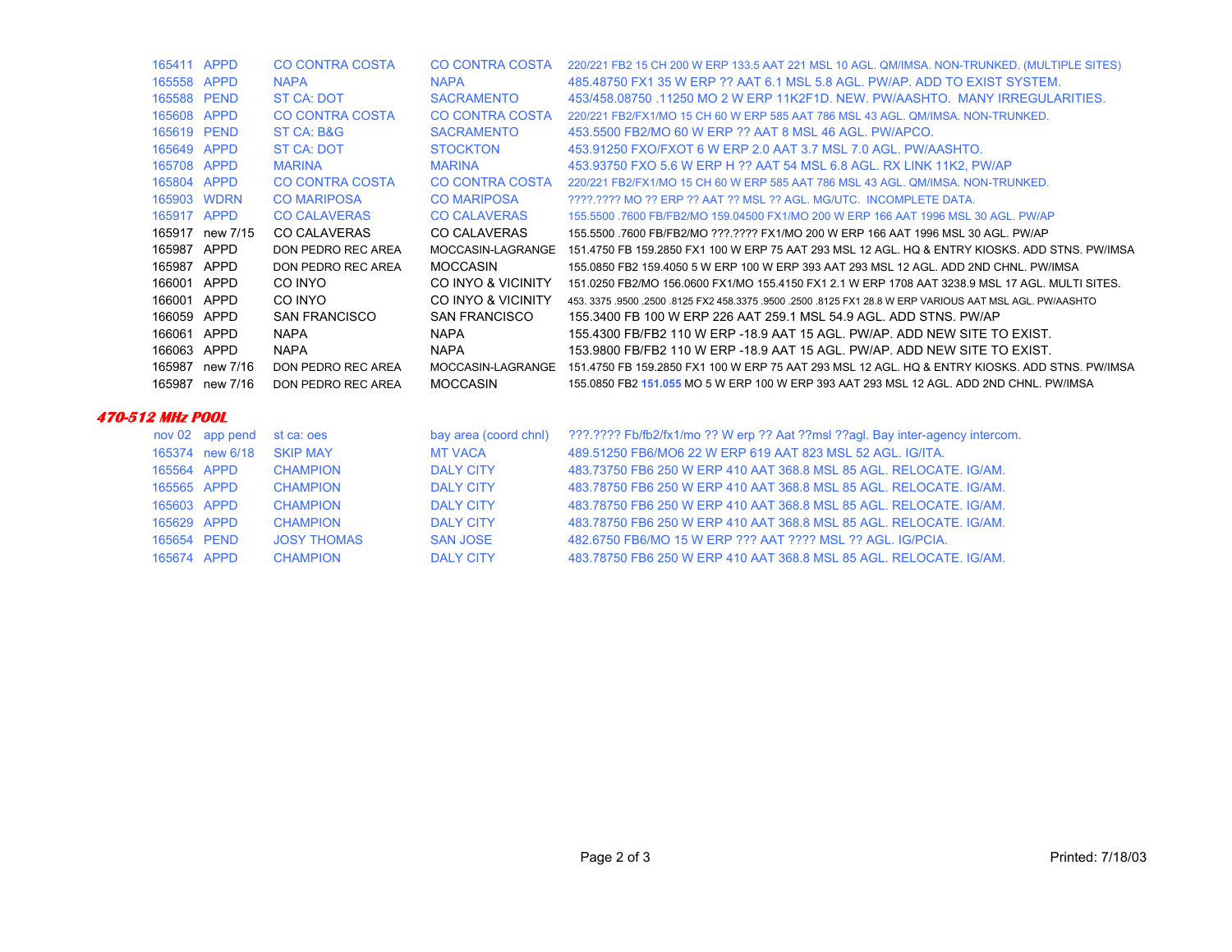| | | | | |
|---|---|---|---|---|
| 165411 | APPD | CO CONTRA COSTA | CO CONTRA COSTA | 220/221 FB2 15 CH 200 W ERP 133.5 AAT 221 MSL 10 AGL. QM/IMSA. NON-TRUNKED. (MULTIPLE SITES) |
| 165558 | APPD | NAPA | NAPA | 485.48750 FX1 35 W ERP ?? AAT 6.1 MSL 5.8 AGL. PW/AP. ADD TO EXIST SYSTEM. |
| 165588 | PEND | ST CA: DOT | SACRAMENTO | 453/458.08750 .11250 MO 2 W ERP 11K2F1D. NEW. PW/AASHTO. MANY IRREGULARITIES. |
| 165608 | APPD | CO CONTRA COSTA | CO CONTRA COSTA | 220/221 FB2/FX1/MO 15 CH 60 W ERP 585 AAT 786 MSL 43 AGL. QM/IMSA. NON-TRUNKED. |
| 165619 | PEND | ST CA: B&G | SACRAMENTO | 453.5500 FB2/MO 60 W ERP ?? AAT 8 MSL 46 AGL. PW/APCO. |
| 165649 | APPD | ST CA: DOT | STOCKTON | 453.91250 FXO/FXOT 6 W ERP 2.0 AAT 3.7 MSL 7.0 AGL. PW/AASHTO. |
| 165708 | APPD | MARINA | MARINA | 453.93750 FXO 5.6 W ERP H ?? AAT 54 MSL 6.8 AGL. RX LINK 11K2, PW/AP |
| 165804 | APPD | CO CONTRA COSTA | CO CONTRA COSTA | 220/221 FB2/FX1/MO 15 CH 60 W ERP 585 AAT 786 MSL 43 AGL. QM/IMSA. NON-TRUNKED. |
| 165903 | WDRN | CO MARIPOSA | CO MARIPOSA | ????.???? MO ?? ERP ?? AAT ?? MSL ?? AGL. MG/UTC. INCOMPLETE DATA. |
| 165917 | APPD | CO CALAVERAS | CO CALAVERAS | 155.5500 .7600 FB/FB2/MO 159.04500 FX1/MO 200 W ERP 166 AAT 1996 MSL 30 AGL. PW/AP |
| 165917 | new 7/15 | CO CALAVERAS | CO CALAVERAS | 155.5500 .7600 FB/FB2/MO ???.???? FX1/MO 200 W ERP 166 AAT 1996 MSL 30 AGL. PW/AP |
| 165987 | APPD | DON PEDRO REC AREA | MOCCASIN-LAGRANGE | 151.4750 FB 159.2850 FX1 100 W ERP 75 AAT 293 MSL 12 AGL. HQ & ENTRY KIOSKS. ADD STNS. PW/IMSA |
| 165987 | APPD | DON PEDRO REC AREA | MOCCASIN | 155.0850 FB2 159.4050 5 W ERP 100 W ERP 393 AAT 293 MSL 12 AGL. ADD 2ND CHNL. PW/IMSA |
| 166001 | APPD | CO INYO | CO INYO & VICINITY | 151.0250 FB2/MO 156.0600 FX1/MO 155.4150 FX1 2.1 W ERP 1708 AAT 3238.9 MSL 17 AGL. MULTI SITES. |
| 166001 | APPD | CO INYO | CO INYO & VICINITY | 453. 3375 .9500 .2500 .8125 FX2 458.3375 .9500 .2500 .8125 FX1 28.8 W ERP VARIOUS AAT MSL AGL. PW/AASHTO |
| 166059 | APPD | SAN FRANCISCO | SAN FRANCISCO | 155.3400 FB 100 W ERP 226 AAT 259.1 MSL 54.9 AGL. ADD STNS. PW/AP |
| 166061 | APPD | NAPA | NAPA | 155.4300 FB/FB2 110 W ERP -18.9 AAT 15 AGL. PW/AP. ADD NEW SITE TO EXIST. |
| 166063 | APPD | NAPA | NAPA | 153.9800 FB/FB2 110 W ERP -18.9 AAT 15 AGL. PW/AP. ADD NEW SITE TO EXIST. |
| 165987 | new 7/16 | DON PEDRO REC AREA | MOCCASIN-LAGRANGE | 151.4750 FB 159.2850 FX1 100 W ERP 75 AAT 293 MSL 12 AGL. HQ & ENTRY KIOSKS. ADD STNS. PW/IMSA |
| 165987 | new 7/16 | DON PEDRO REC AREA | MOCCASIN | 155.0850 FB2 **151.055** MO 5 W ERP 100 W ERP 393 AAT 293 MSL 12 AGL. ADD 2ND CHNL. PW/IMSA |

## *470-512 MHz POOL*

| | | | | |
|---|---|---|---|---|
| nov 02 | app pend | st ca: oes | bay area (coord chnl) | ???.???? Fb/fb2/fx1/mo ?? W erp ?? Aat ??msl ??agl. Bay inter-agency intercom. |
| 165374 | new 6/18 | SKIP MAY | MT VACA | 489.51250 FB6/MO6 22 W ERP 619 AAT 823 MSL 52 AGL. IG/ITA. |
| 165564 | APPD | CHAMPION | DALY CITY | 483.73750 FB6 250 W ERP 410 AAT 368.8 MSL 85 AGL. RELOCATE. IG/AM. |
| 165565 | APPD | CHAMPION | DALY CITY | 483.78750 FB6 250 W ERP 410 AAT 368.8 MSL 85 AGL. RELOCATE. IG/AM. |
| 165603 | APPD | CHAMPION | DALY CITY | 483.78750 FB6 250 W ERP 410 AAT 368.8 MSL 85 AGL. RELOCATE. IG/AM. |
| 165629 | APPD | CHAMPION | DALY CITY | 483.78750 FB6 250 W ERP 410 AAT 368.8 MSL 85 AGL. RELOCATE. IG/AM. |
| 165654 | PEND | JOSY THOMAS | SAN JOSE | 482.6750 FB6/MO 15 W ERP ??? AAT ???? MSL ?? AGL. IG/PCIA. |
| 165674 | APPD | CHAMPION | DALY CITY | 483.78750 FB6 250 W ERP 410 AAT 368.8 MSL 85 AGL. RELOCATE. IG/AM. |

Printed: 7/18/03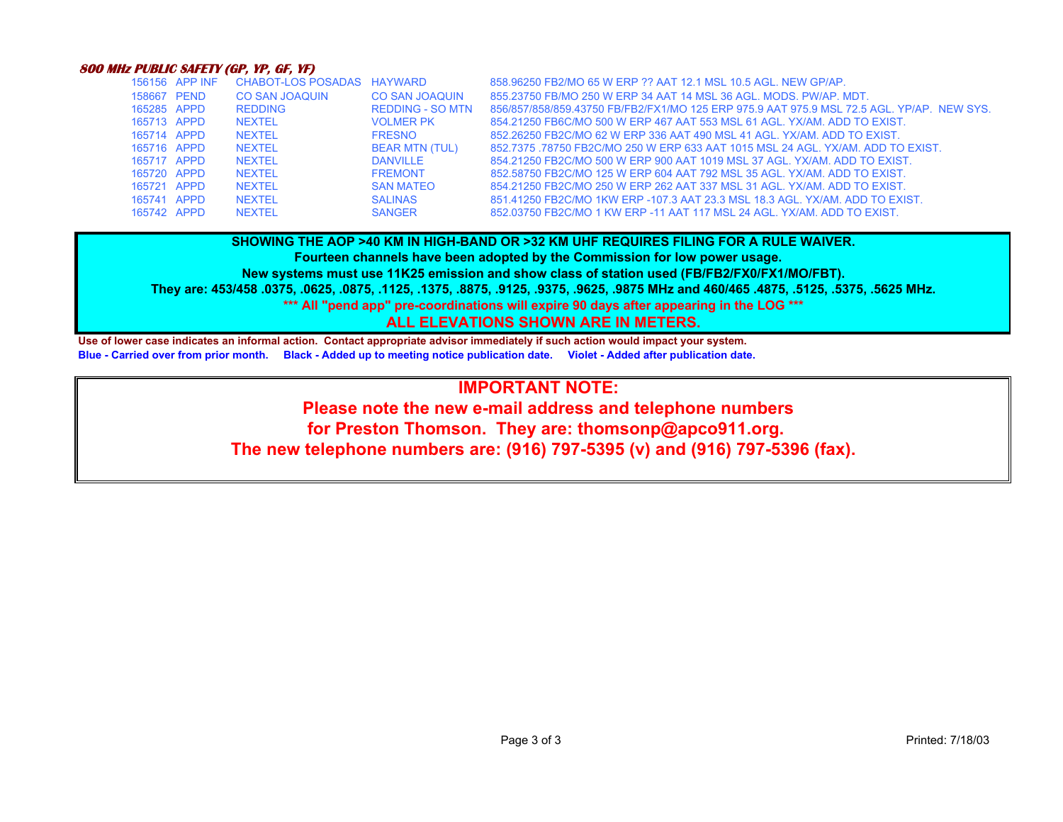### *800 MHz PUBLIC SAFETY (GP, YP, GF, YF)*

| | | | | |
|---|---|---|---|---|
| 156156 | APP INF | CHABOT-LOS POSADAS | HAYWARD | 858.96250 FB2/MO 65 W ERP ?? AAT 12.1 MSL 10.5 AGL. NEW GP/AP. |
| 158667 | PEND | CO SAN JOAQUIN | CO SAN JOAQUIN | 855.23750 FB/MO 250 W ERP 34 AAT 14 MSL 36 AGL. MODS. PW/AP. MDT. |
| 165285 | APPD | REDDING | REDDING - SO MTN | 856/857/858/859.43750 FB/FB2/FX1/MO 125 ERP 975.9 AAT 975.9 MSL 72.5 AGL. YP/AP. NEW SYS. |
| 165713 | APPD | NEXTEL | VOLMER PK | 854.21250 FB6C/MO 500 W ERP 467 AAT 553 MSL 61 AGL. YX/AM. ADD TO EXIST. |
| 165714 | APPD | NEXTEL | FRESNO | 852.26250 FB2C/MO 62 W ERP 336 AAT 490 MSL 41 AGL. YX/AM. ADD TO EXIST. |
| 165716 | APPD | NEXTEL | BEAR MTN (TUL) | 852.7375 .78750 FB2C/MO 250 W ERP 633 AAT 1015 MSL 24 AGL. YX/AM. ADD TO EXIST. |
| 165717 | APPD | NEXTEL | DANVILLE | 854.21250 FB2C/MO 500 W ERP 900 AAT 1019 MSL 37 AGL. YX/AM. ADD TO EXIST. |
| 165720 | APPD | NEXTEL | FREMONT | 852.58750 FB2C/MO 125 W ERP 604 AAT 792 MSL 35 AGL. YX/AM. ADD TO EXIST. |
| 165721 | APPD | NEXTEL | SAN MATEO | 854.21250 FB2C/MO 250 W ERP 262 AAT 337 MSL 31 AGL. YX/AM. ADD TO EXIST. |
| 165741 | APPD | NEXTEL | SALINAS | 851.41250 FB2C/MO 1KW ERP -107.3 AAT 23.3 MSL 18.3 AGL. YX/AM. ADD TO EXIST. |
| 165742 | APPD | NEXTEL | SANGER | 852.03750 FB2C/MO 1 KW ERP -11 AAT 117 MSL 24 AGL. YX/AM. ADD TO EXIST. |

**SHOWING THE AOP >40 KM IN HIGH-BAND OR >32 KM UHF REQUIRES FILING FOR A RULE WAIVER.**
**Fourteen channels have been adopted by the Commission for low power usage.**
**New systems must use 11K25 emission and show class of station used (FB/FB2/FX0/FX1/MO/FBT).**
**They are: 453/458 .0375, .0625, .0875, .1125, .1375, .8875, .9125, .9375, .9625, .9875 MHz and 460/465 .4875, .5125, .5375, .5625 MHz.**
**\*\*\* All "pend app" pre-coordinations will expire 90 days after appearing in the LOG \*\*\***
**ALL ELEVATIONS SHOWN ARE IN METERS.**

**Use of lower case indicates an informal action. Contact appropriate advisor immediately if such action would impact your system.**
**Blue - Carried over from prior month. Black - Added up to meeting notice publication date. Violet - Added after publication date.**

**IMPORTANT NOTE:**
**Please note the new e-mail address and telephone numbers for Preston Thomson. They are: thomsonp@apco911.org.**
**The new telephone numbers are: (916) 797-5395 (v) and (916) 797-5396 (fax).**

Printed: 7/18/03